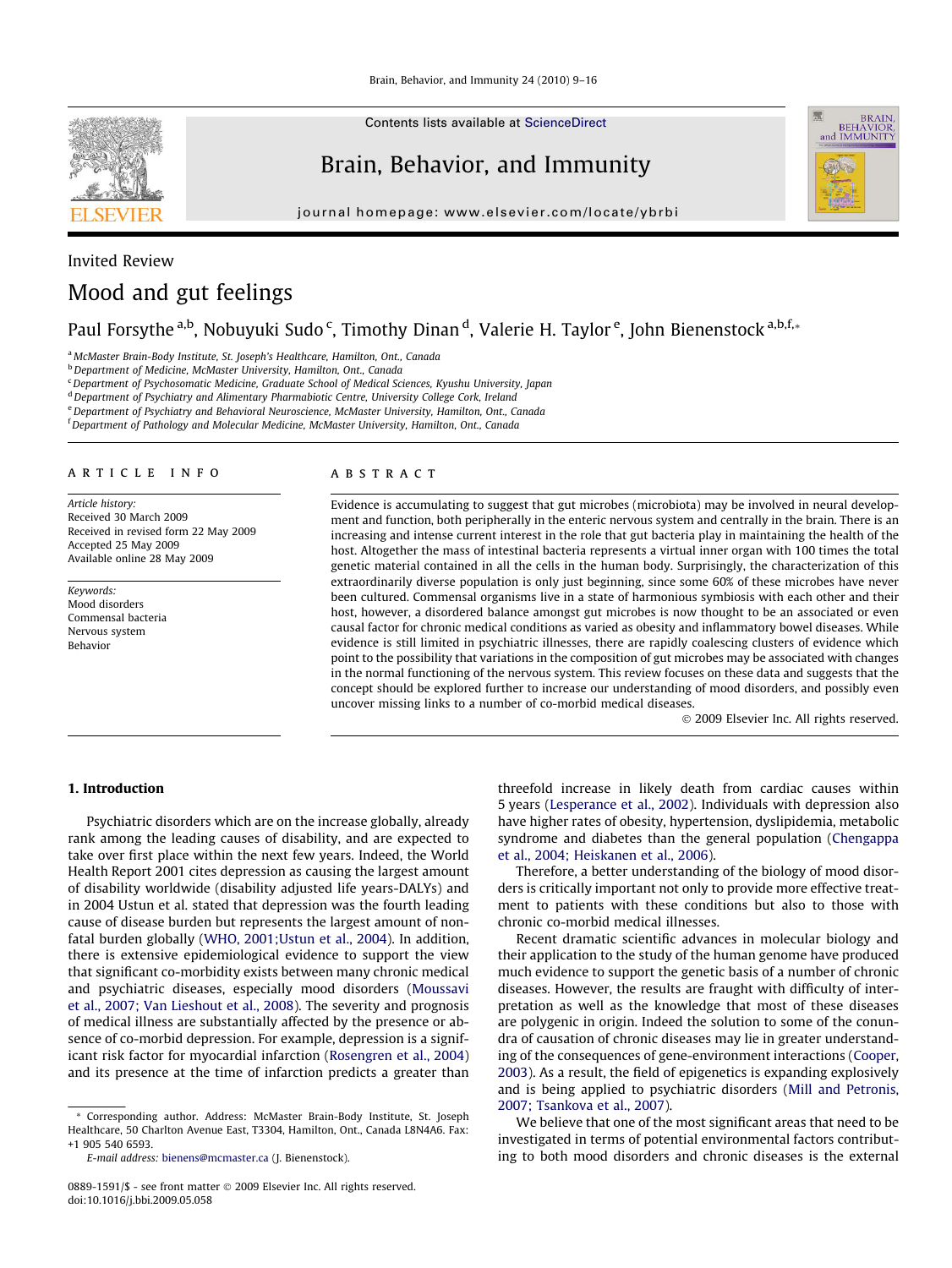Invited Review

# Mood and gut feelings

Paul Forsythe [a,b], Nobuyuki Sudo [c], Timothy Dinan [d], Valerie H. Taylor [e], John Bienenstock [a,b,f,*]

[a] McMaster Brain-Body Institute, St. Joseph's Healthcare, Hamilton, Ont., Canada
[b] Department of Medicine, McMaster University, Hamilton, Ont., Canada
[c] Department of Psychosomatic Medicine, Graduate School of Medical Sciences, Kyushu University, Japan
[d] Department of Psychiatry and Alimentary Pharmabiotic Centre, University College Cork, Ireland
[e] Department of Psychiatry and Behavioral Neuroscience, McMaster University, Hamilton, Ont., Canada
[f] Department of Pathology and Molecular Medicine, McMaster University, Hamilton, Ont., Canada

## ARTICLE INFO

*Article history:*
Received 30 March 2009
Received in revised form 22 May 2009
Accepted 25 May 2009
Available online 28 May 2009

*Keywords:*
Mood disorders
Commensal bacteria
Nervous system
Behavior

## ABSTRACT

Evidence is accumulating to suggest that gut microbes (microbiota) may be involved in neural development and function, both peripherally in the enteric nervous system and centrally in the brain. There is an increasing and intense current interest in the role that gut bacteria play in maintaining the health of the host. Altogether the mass of intestinal bacteria represents a virtual inner organ with 100 times the total genetic material contained in all the cells in the human body. Surprisingly, the characterization of this extraordinarily diverse population is only just beginning, since some 60% of these microbes have never been cultured. Commensal organisms live in a state of harmonious symbiosis with each other and their host, however, a disordered balance amongst gut microbes is now thought to be an associated or even causal factor for chronic medical conditions as varied as obesity and inflammatory bowel diseases. While evidence is still limited in psychiatric illnesses, there are rapidly coalescing clusters of evidence which point to the possibility that variations in the composition of gut microbes may be associated with changes in the normal functioning of the nervous system. This review focuses on these data and suggests that the concept should be explored further to increase our understanding of mood disorders, and possibly even uncover missing links to a number of co-morbid medical diseases.

© 2009 Elsevier Inc. All rights reserved.

## 1. Introduction

Psychiatric disorders which are on the increase globally, already rank among the leading causes of disability, and are expected to take over first place within the next few years. Indeed, the World Health Report 2001 cites depression as causing the largest amount of disability worldwide (disability adjusted life years-DALYs) and in 2004 Ustun et al. stated that depression was the fourth leading cause of disease burden but represents the largest amount of non-fatal burden globally (WHO, 2001;Ustun et al., 2004). In addition, there is extensive epidemiological evidence to support the view that significant co-morbidity exists between many chronic medical and psychiatric diseases, especially mood disorders (Moussavi et al., 2007; Van Lieshout et al., 2008). The severity and prognosis of medical illness are substantially affected by the presence or absence of co-morbid depression. For example, depression is a significant risk factor for myocardial infarction (Rosengren et al., 2004) and its presence at the time of infarction predicts a greater than threefold increase in likely death from cardiac causes within 5 years (Lesperance et al., 2002). Individuals with depression also have higher rates of obesity, hypertension, dyslipidemia, metabolic syndrome and diabetes than the general population (Chengappa et al., 2004; Heiskanen et al., 2006).

Therefore, a better understanding of the biology of mood disorders is critically important not only to provide more effective treatment to patients with these conditions but also to those with chronic co-morbid medical illnesses.

Recent dramatic scientific advances in molecular biology and their application to the study of the human genome have produced much evidence to support the genetic basis of a number of chronic diseases. However, the results are fraught with difficulty of interpretation as well as the knowledge that most of these diseases are polygenic in origin. Indeed the solution to some of the conundra of causation of chronic diseases may lie in greater understanding of the consequences of gene-environment interactions (Cooper, 2003). As a result, the field of epigenetics is expanding explosively and is being applied to psychiatric disorders (Mill and Petronis, 2007; Tsankova et al., 2007).

We believe that one of the most significant areas that need to be investigated in terms of potential environmental factors contributing to both mood disorders and chronic diseases is the external

---

* Corresponding author. Address: McMaster Brain-Body Institute, St. Joseph Healthcare, 50 Charlton Avenue East, T3304, Hamilton, Ont., Canada L8N4A6. Fax: +1 905 540 6593.

E-mail address: bienens@mcmaster.ca (J. Bienenstock).

0889-1591/$ - see front matter © 2009 Elsevier Inc. All rights reserved.
doi:10.1016/j.bbi.2009.05.058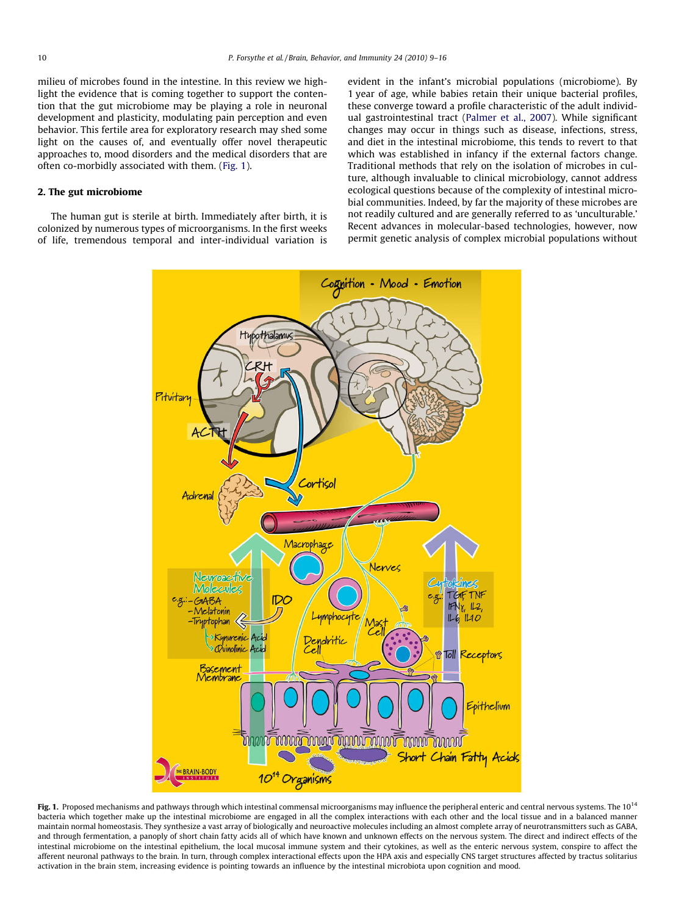milieu of microbes found in the intestine. In this review we highlight the evidence that is coming together to support the contention that the gut microbiome may be playing a role in neuronal development and plasticity, modulating pain perception and even behavior. This fertile area for exploratory research may shed some light on the causes of, and eventually offer novel therapeutic approaches to, mood disorders and the medical disorders that are often co-morbidly associated with them. (Fig. 1).

## 2. The gut microbiome

The human gut is sterile at birth. Immediately after birth, it is colonized by numerous types of microorganisms. In the first weeks of life, tremendous temporal and inter-individual variation is evident in the infant's microbial populations (microbiome). By 1 year of age, while babies retain their unique bacterial profiles, these converge toward a profile characteristic of the adult individual gastrointestinal tract (Palmer et al., 2007). While significant changes may occur in things such as disease, infections, stress, and diet in the intestinal microbiome, this tends to revert to that which was established in infancy if the external factors change. Traditional methods that rely on the isolation of microbes in culture, although invaluable to clinical microbiology, cannot address ecological questions because of the complexity of intestinal microbial communities. Indeed, by far the majority of these microbes are not readily cultured and are generally referred to as 'unculturable.' Recent advances in molecular-based technologies, however, now permit genetic analysis of complex microbial populations without

**Fig. 1.** Proposed mechanisms and pathways through which intestinal commensal microorganisms may influence the peripheral enteric and central nervous systems. The $10^{14}$ bacteria which together make up the intestinal microbiome are engaged in all the complex interactions with each other and the local tissue and in a balanced manner maintain normal homeostasis. They synthesize a vast array of biologically and neuroactive molecules including an almost complete array of neurotransmitters such as GABA, and through fermentation, a panoply of short chain fatty acids all of which have known and unknown effects on the nervous system. The direct and indirect effects of the intestinal microbiome on the intestinal epithelium, the local mucosal immune system and their cytokines, as well as the enteric nervous system, conspire to affect the afferent neuronal pathways to the brain. In turn, through complex interactional effects upon the HPA axis and especially CNS target structures affected by tractus solitarius activation in the brain stem, increasing evidence is pointing towards an influence by the intestinal microbiota upon cognition and mood.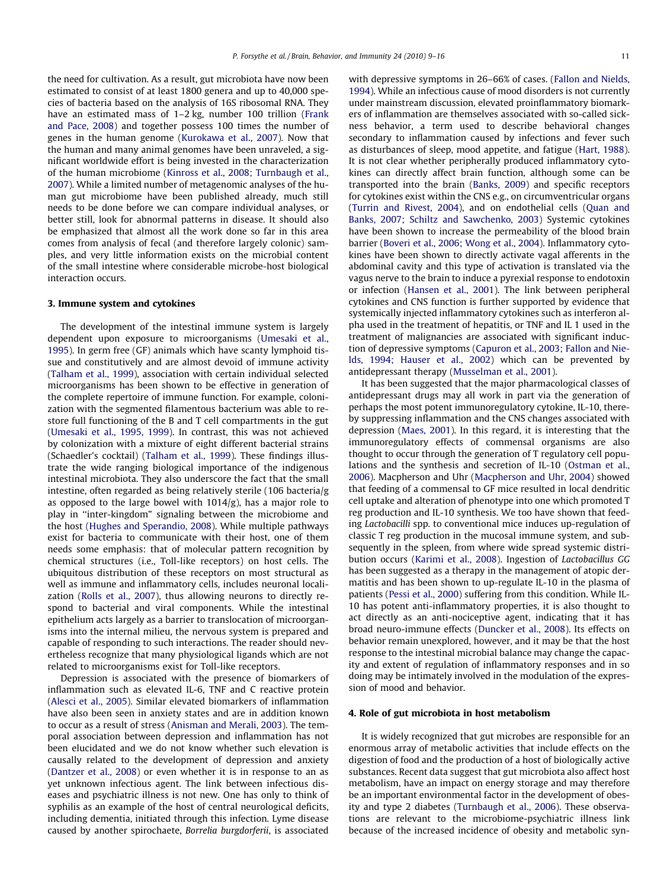the need for cultivation. As a result, gut microbiota have now been estimated to consist of at least 1800 genera and up to 40,000 species of bacteria based on the analysis of 16S ribosomal RNA. They have an estimated mass of 1–2 kg, number 100 trillion (Frank and Pace, 2008) and together possess 100 times the number of genes in the human genome (Kurokawa et al., 2007). Now that the human and many animal genomes have been unraveled, a significant worldwide effort is being invested in the characterization of the human microbiome (Kinross et al., 2008; Turnbaugh et al., 2007). While a limited number of metagenomic analyses of the human gut microbiome have been published already, much still needs to be done before we can compare individual analyses, or better still, look for abnormal patterns in disease. It should also be emphasized that almost all the work done so far in this area comes from analysis of fecal (and therefore largely colonic) samples, and very little information exists on the microbial content of the small intestine where considerable microbe-host biological interaction occurs.

## 3. Immune system and cytokines

The development of the intestinal immune system is largely dependent upon exposure to microorganisms (Umesaki et al., 1995). In germ free (GF) animals which have scanty lymphoid tissue and constitutively and are almost devoid of immune activity (Talham et al., 1999), association with certain individual selected microorganisms has been shown to be effective in generation of the complete repertoire of immune function. For example, colonization with the segmented filamentous bacterium was able to restore full functioning of the B and T cell compartments in the gut (Umesaki et al., 1995, 1999). In contrast, this was not achieved by colonization with a mixture of eight different bacterial strains (Schaedler's cocktail) (Talham et al., 1999). These findings illustrate the wide ranging biological importance of the indigenous intestinal microbiota. They also underscore the fact that the small intestine, often regarded as being relatively sterile (106 bacteria/g as opposed to the large bowel with 1014/g), has a major role to play in "inter-kingdom" signaling between the microbiome and the host (Hughes and Sperandio, 2008). While multiple pathways exist for bacteria to communicate with their host, one of them needs some emphasis: that of molecular pattern recognition by chemical structures (i.e., Toll-like receptors) on host cells. The ubiquitous distribution of these receptors on most structural as well as immune and inflammatory cells, includes neuronal localization (Rolls et al., 2007), thus allowing neurons to directly respond to bacterial and viral components. While the intestinal epithelium acts largely as a barrier to translocation of microorganisms into the internal milieu, the nervous system is prepared and capable of responding to such interactions. The reader should nevertheless recognize that many physiological ligands which are not related to microorganisms exist for Toll-like receptors.

Depression is associated with the presence of biomarkers of inflammation such as elevated IL-6, TNF and C reactive protein (Alesci et al., 2005). Similar elevated biomarkers of inflammation have also been seen in anxiety states and are in addition known to occur as a result of stress (Anisman and Merali, 2003). The temporal association between depression and inflammation has not been elucidated and we do not know whether such elevation is causally related to the development of depression and anxiety (Dantzer et al., 2008) or even whether it is in response to an as yet unknown infectious agent. The link between infectious diseases and psychiatric illness is not new. One has only to think of syphilis as an example of the host of central neurological deficits, including dementia, initiated through this infection. Lyme disease caused by another spirochaete, *Borrelia burgdorferii*, is associated with depressive symptoms in 26–66% of cases. (Fallon and Nields, 1994). While an infectious cause of mood disorders is not currently under mainstream discussion, elevated proinflammatory biomarkers of inflammation are themselves associated with so-called sickness behavior, a term used to describe behavioral changes secondary to inflammation caused by infections and fever such as disturbances of sleep, mood appetite, and fatigue (Hart, 1988). It is not clear whether peripherally produced inflammatory cytokines can directly affect brain function, although some can be transported into the brain (Banks, 2009) and specific receptors for cytokines exist within the CNS e.g., on circumventricular organs (Turrin and Rivest, 2004), and on endothelial cells (Quan and Banks, 2007; Schiltz and Sawchenko, 2003) Systemic cytokines have been shown to increase the permeability of the blood brain barrier (Boveri et al., 2006; Wong et al., 2004). Inflammatory cytokines have been shown to directly activate vagal afferents in the abdominal cavity and this type of activation is translated via the vagus nerve to the brain to induce a pyrexial response to endotoxin or infection (Hansen et al., 2001). The link between peripheral cytokines and CNS function is further supported by evidence that systemically injected inflammatory cytokines such as interferon alpha used in the treatment of hepatitis, or TNF and IL 1 used in the treatment of malignancies are associated with significant induction of depressive symptoms (Capuron et al., 2003; Fallon and Nields, 1994; Hauser et al., 2002) which can be prevented by antidepressant therapy (Musselman et al., 2001).

It has been suggested that the major pharmacological classes of antidepressant drugs may all work in part via the generation of perhaps the most potent immunoregulatory cytokine, IL-10, thereby suppressing inflammation and the CNS changes associated with depression (Maes, 2001). In this regard, it is interesting that the immunoregulatory effects of commensal organisms are also thought to occur through the generation of T regulatory cell populations and the synthesis and secretion of IL-10 (Ostman et al., 2006). Macpherson and Uhr (Macpherson and Uhr, 2004) showed that feeding of a commensal to GF mice resulted in local dendritic cell uptake and alteration of phenotype into one which promoted T reg production and IL-10 synthesis. We too have shown that feeding *Lactobacilli* spp. to conventional mice induces up-regulation of classic T reg production in the mucosal immune system, and subsequently in the spleen, from where wide spread systemic distribution occurs (Karimi et al., 2008). Ingestion of *Lactobacillus GG* has been suggested as a therapy in the management of atopic dermatitis and has been shown to up-regulate IL-10 in the plasma of patients (Pessi et al., 2000) suffering from this condition. While IL-10 has potent anti-inflammatory properties, it is also thought to act directly as an anti-nociceptive agent, indicating that it has broad neuro-immune effects (Duncker et al., 2008). Its effects on behavior remain unexplored, however, and it may be that the host response to the intestinal microbial balance may change the capacity and extent of regulation of inflammatory responses and in so doing may be intimately involved in the modulation of the expression of mood and behavior.

## 4. Role of gut microbiota in host metabolism

It is widely recognized that gut microbes are responsible for an enormous array of metabolic activities that include effects on the digestion of food and the production of a host of biologically active substances. Recent data suggest that gut microbiota also affect host metabolism, have an impact on energy storage and may therefore be an important environmental factor in the development of obesity and type 2 diabetes (Turnbaugh et al., 2006). These observations are relevant to the microbiome-psychiatric illness link because of the increased incidence of obesity and metabolic syn-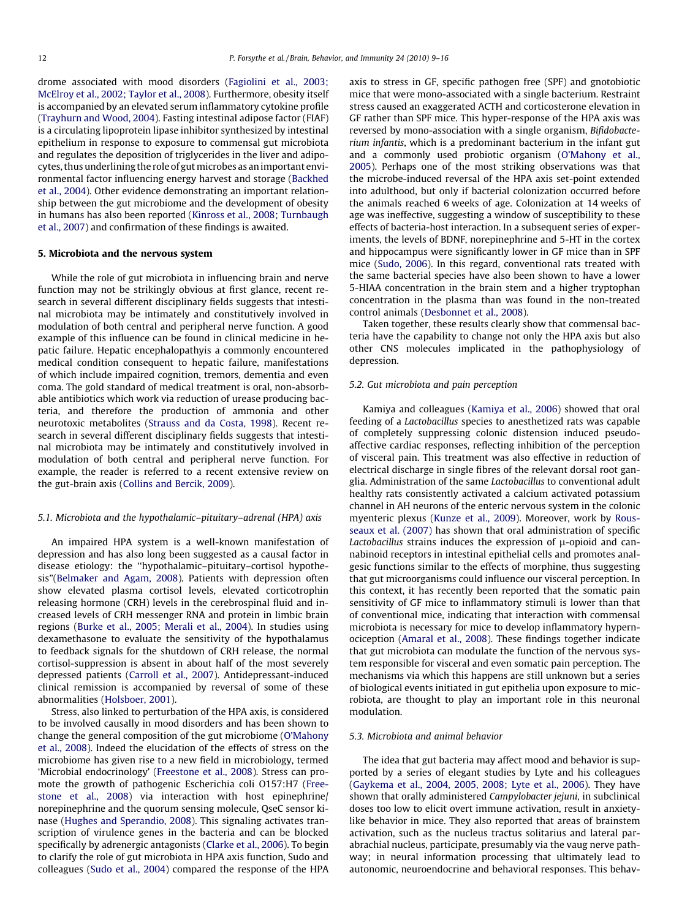drome associated with mood disorders (Fagiolini et al., 2003; McElroy et al., 2002; Taylor et al., 2008). Furthermore, obesity itself is accompanied by an elevated serum inflammatory cytokine profile (Trayhurn and Wood, 2004). Fasting intestinal adipose factor (FIAF) is a circulating lipoprotein lipase inhibitor synthesized by intestinal epithelium in response to exposure to commensal gut microbiota and regulates the deposition of triglycerides in the liver and adipocytes, thus underlining the role of gut microbes as an important environmental factor influencing energy harvest and storage (Backhed et al., 2004). Other evidence demonstrating an important relationship between the gut microbiome and the development of obesity in humans has also been reported (Kinross et al., 2008; Turnbaugh et al., 2007) and confirmation of these findings is awaited.

## 5. Microbiota and the nervous system

While the role of gut microbiota in influencing brain and nerve function may not be strikingly obvious at first glance, recent research in several different disciplinary fields suggests that intestinal microbiota may be intimately and constitutively involved in modulation of both central and peripheral nerve function. A good example of this influence can be found in clinical medicine in hepatic failure. Hepatic encephalopathyis a commonly encountered medical condition consequent to hepatic failure, manifestations of which include impaired cognition, tremors, dementia and even coma. The gold standard of medical treatment is oral, non-absorbable antibiotics which work via reduction of urease producing bacteria, and therefore the production of ammonia and other neurotoxic metabolites (Strauss and da Costa, 1998). Recent research in several different disciplinary fields suggests that intestinal microbiota may be intimately and constitutively involved in modulation of both central and peripheral nerve function. For example, the reader is referred to a recent extensive review on the gut-brain axis (Collins and Bercik, 2009).

### 5.1. Microbiota and the hypothalamic–pituitary–adrenal (HPA) axis

An impaired HPA system is a well-known manifestation of depression and has also long been suggested as a causal factor in disease etiology: the ''hypothalamic–pituitary–cortisol hypothesis''(Belmaker and Agam, 2008). Patients with depression often show elevated plasma cortisol levels, elevated corticotrophin releasing hormone (CRH) levels in the cerebrospinal fluid and increased levels of CRH messenger RNA and protein in limbic brain regions (Burke et al., 2005; Merali et al., 2004). In studies using dexamethasone to evaluate the sensitivity of the hypothalamus to feedback signals for the shutdown of CRH release, the normal cortisol-suppression is absent in about half of the most severely depressed patients (Carroll et al., 2007). Antidepressant-induced clinical remission is accompanied by reversal of some of these abnormalities (Holsboer, 2001).

Stress, also linked to perturbation of the HPA axis, is considered to be involved causally in mood disorders and has been shown to change the general composition of the gut microbiome (O'Mahony et al., 2008). Indeed the elucidation of the effects of stress on the microbiome has given rise to a new field in microbiology, termed 'Microbial endocrinology' (Freestone et al., 2008). Stress can promote the growth of pathogenic Escherichia coli O157:H7 (Freestone et al., 2008) via interaction with host epinephrine/norepinephrine and the quorum sensing molecule, QseC sensor kinase (Hughes and Sperandio, 2008). This signaling activates transcription of virulence genes in the bacteria and can be blocked specifically by adrenergic antagonists (Clarke et al., 2006). To begin to clarify the role of gut microbiota in HPA axis function, Sudo and colleagues (Sudo et al., 2004) compared the response of the HPA axis to stress in GF, specific pathogen free (SPF) and gnotobiotic mice that were mono-associated with a single bacterium. Restraint stress caused an exaggerated ACTH and corticosterone elevation in GF rather than SPF mice. This hyper-response of the HPA axis was reversed by mono-association with a single organism, *Bifidobacterium infantis*, which is a predominant bacterium in the infant gut and a commonly used probiotic organism (O'Mahony et al., 2005). Perhaps one of the most striking observations was that the microbe-induced reversal of the HPA axis set-point extended into adulthood, but only if bacterial colonization occurred before the animals reached 6 weeks of age. Colonization at 14 weeks of age was ineffective, suggesting a window of susceptibility to these effects of bacteria-host interaction. In a subsequent series of experiments, the levels of BDNF, norepinephrine and 5-HT in the cortex and hippocampus were significantly lower in GF mice than in SPF mice (Sudo, 2006). In this regard, conventional rats treated with the same bacterial species have also been shown to have a lower 5-HIAA concentration in the brain stem and a higher tryptophan concentration in the plasma than was found in the non-treated control animals (Desbonnet et al., 2008).

Taken together, these results clearly show that commensal bacteria have the capability to change not only the HPA axis but also other CNS molecules implicated in the pathophysiology of depression.

### 5.2. Gut microbiota and pain perception

Kamiya and colleagues (Kamiya et al., 2006) showed that oral feeding of a *Lactobacillus* species to anesthetized rats was capable of completely suppressing colonic distension induced pseudo-affective cardiac responses, reflecting inhibition of the perception of visceral pain. This treatment was also effective in reduction of electrical discharge in single fibres of the relevant dorsal root ganglia. Administration of the same *Lactobacillus* to conventional adult healthy rats consistently activated a calcium activated potassium channel in AH neurons of the enteric nervous system in the colonic myenteric plexus (Kunze et al., 2009). Moreover, work by Rousseaux et al. (2007) has shown that oral administration of specific *Lactobacillus* strains induces the expression of μ-opioid and cannabinoid receptors in intestinal epithelial cells and promotes analgesic functions similar to the effects of morphine, thus suggesting that gut microorganisms could influence our visceral perception. In this context, it has recently been reported that the somatic pain sensitivity of GF mice to inflammatory stimuli is lower than that of conventional mice, indicating that interaction with commensal microbiota is necessary for mice to develop inflammatory hypernociception (Amaral et al., 2008). These findings together indicate that gut microbiota can modulate the function of the nervous system responsible for visceral and even somatic pain perception. The mechanisms via which this happens are still unknown but a series of biological events initiated in gut epithelia upon exposure to microbiota, are thought to play an important role in this neuronal modulation.

### 5.3. Microbiota and animal behavior

The idea that gut bacteria may affect mood and behavior is supported by a series of elegant studies by Lyte and his colleagues (Gaykema et al., 2004, 2005, 2008; Lyte et al., 2006). They have shown that orally administered *Campylobacter jejuni*, in subclinical doses too low to elicit overt immune activation, result in anxiety-like behavior in mice. They also reported that areas of brainstem activation, such as the nucleus tractus solitarius and lateral parabrachial nucleus, participate, presumably via the vaug nerve pathway; in neural information processing that ultimately lead to autonomic, neuroendocrine and behavioral responses. This behav-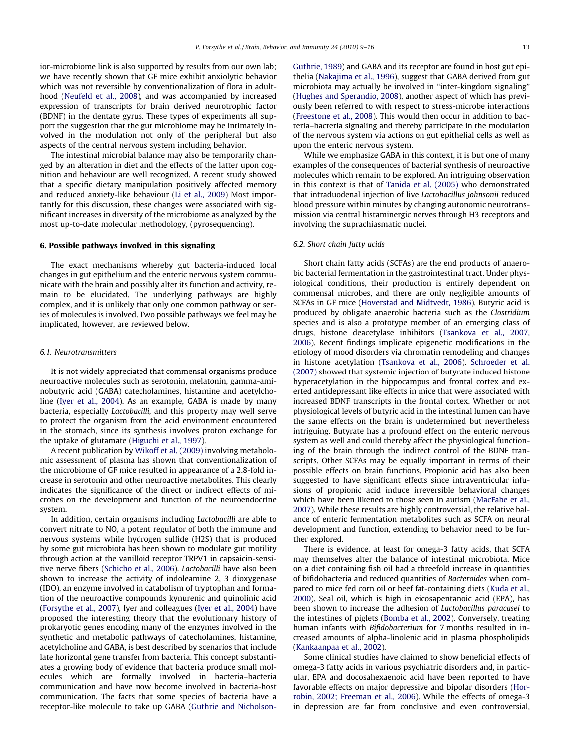ior-microbiome link is also supported by results from our own lab; we have recently shown that GF mice exhibit anxiolytic behavior which was not reversible by conventionalization of flora in adulthood (Neufeld et al., 2008), and was accompanied by increased expression of transcripts for brain derived neurotrophic factor (BDNF) in the dentate gyrus. These types of experiments all support the suggestion that the gut microbiome may be intimately involved in the modulation not only of the peripheral but also aspects of the central nervous system including behavior.

The intestinal microbial balance may also be temporarily changed by an alteration in diet and the effects of the latter upon cognition and behaviour are well recognized. A recent study showed that a specific dietary manipulation positively affected memory and reduced anxiety-like behaviour (Li et al., 2009) Most importantly for this discussion, these changes were associated with significant increases in diversity of the microbiome as analyzed by the most up-to-date molecular methodology, (pyrosequencing).

## 6. Possible pathways involved in this signaling

The exact mechanisms whereby gut bacteria-induced local changes in gut epithelium and the enteric nervous system communicate with the brain and possibly alter its function and activity, remain to be elucidated. The underlying pathways are highly complex, and it is unlikely that only one common pathway or series of molecules is involved. Two possible pathways we feel may be implicated, however, are reviewed below.

### 6.1. Neurotransmitters

It is not widely appreciated that commensal organisms produce neuroactive molecules such as serotonin, melatonin, gamma-aminobutyric acid (GABA) catecholamines, histamine and acetylcholine (Iyer et al., 2004). As an example, GABA is made by many bacteria, especially *Lactobacilli*, and this property may well serve to protect the organism from the acid environment encountered in the stomach, since its synthesis involves proton exchange for the uptake of glutamate (Higuchi et al., 1997).

A recent publication by Wikoff et al. (2009) involving metabolomic assessment of plasma has shown that conventionalization of the microbiome of GF mice resulted in appearance of a 2.8-fold increase in serotonin and other neuroactive metabolites. This clearly indicates the significance of the direct or indirect effects of microbes on the development and function of the neuroendocrine system.

In addition, certain organisms including *Lactobacilli* are able to convert nitrate to NO, a potent regulator of both the immune and nervous systems while hydrogen sulfide (H2S) that is produced by some gut microbiota has been shown to modulate gut motility through action at the vanilloid receptor TRPV1 in capsaicin-sensitive nerve fibers (Schicho et al., 2006). *Lactobacilli* have also been shown to increase the activity of indoleamine 2, 3 dioxygenase (IDO), an enzyme involved in catabolism of tryptophan and formation of the neuroactive compounds kynurenic and quinolinic acid (Forsythe et al., 2007), Iyer and colleagues (Iyer et al., 2004) have proposed the interesting theory that the evolutionary history of prokaryotic genes encoding many of the enzymes involved in the synthetic and metabolic pathways of catecholamines, histamine, acetylcholine and GABA, is best described by scenarios that include late horizontal gene transfer from bacteria. This concept substantiates a growing body of evidence that bacteria produce small molecules which are formally involved in bacteria–bacteria communication and have now become involved in bacteria-host communication. The facts that some species of bacteria have a receptor-like molecule to take up GABA (Guthrie and Nicholson-Guthrie, 1989) and GABA and its receptor are found in host gut epithelia (Nakajima et al., 1996), suggest that GABA derived from gut microbiota may actually be involved in "inter-kingdom signaling" (Hughes and Sperandio, 2008), another aspect of which has previously been referred to with respect to stress-microbe interactions (Freestone et al., 2008). This would then occur in addition to bacteria–bacteria signaling and thereby participate in the modulation of the nervous system via actions on gut epithelial cells as well as upon the enteric nervous system.

While we emphasize GABA in this context, it is but one of many examples of the consequences of bacterial synthesis of neuroactive molecules which remain to be explored. An intriguing observation in this context is that of Tanida et al. (2005) who demonstrated that intraduodenal injection of live *Lactobacillus johnsonii* reduced blood pressure within minutes by changing autonomic neurotransmission via central histaminergic nerves through H3 receptors and involving the suprachiasmatic nuclei.

### 6.2. Short chain fatty acids

Short chain fatty acids (SCFAs) are the end products of anaerobic bacterial fermentation in the gastrointestinal tract. Under physiological conditions, their production is entirely dependent on commensal microbes, and there are only negligible amounts of SCFAs in GF mice (Hoverstad and Midtvedt, 1986). Butyric acid is produced by obligate anaerobic bacteria such as the *Clostridium* species and is also a prototype member of an emerging class of drugs, histone deacetylase inhibitors (Tsankova et al., 2007, 2006). Recent findings implicate epigenetic modifications in the etiology of mood disorders via chromatin remodeling and changes in histone acetylation (Tsankova et al., 2006). Schroeder et al. (2007) showed that systemic injection of butyrate induced histone hyperacetylation in the hippocampus and frontal cortex and exerted antidepressant like effects in mice that were associated with increased BDNF transcripts in the frontal cortex. Whether or not physiological levels of butyric acid in the intestinal lumen can have the same effects on the brain is undetermined but nevertheless intriguing. Butyrate has a profound effect on the enteric nervous system as well and could thereby affect the physiological functioning of the brain through the indirect control of the BDNF transcripts. Other SCFAs may be equally important in terms of their possible effects on brain functions. Propionic acid has also been suggested to have significant effects since intraventricular infusions of propionic acid induce irreversible behavioral changes which have been likened to those seen in autism (MacFabe et al., 2007). While these results are highly controversial, the relative balance of enteric fermentation metabolites such as SCFA on neural development and function, extending to behavior need to be further explored.

There is evidence, at least for omega-3 fatty acids, that SCFA may themselves alter the balance of intestinal microbiota. Mice on a diet containing fish oil had a threefold increase in quantities of bifidobacteria and reduced quantities of *Bacteroides* when compared to mice fed corn oil or beef fat-containing diets (Kuda et al., 2000). Seal oil, which is high in eicosapentanoic acid (EPA), has been shown to increase the adhesion of *Lactobacillus paracasei* to the intestines of piglets (Bomba et al., 2002). Conversely, treating human infants with *Bifidobacterium* for 7 months resulted in increased amounts of alpha-linolenic acid in plasma phospholipids (Kankaanpaa et al., 2002).

Some clinical studies have claimed to show beneficial effects of omega-3 fatty acids in various psychiatric disorders and, in particular, EPA and docosahexaenoic acid have been reported to have favorable effects on major depressive and bipolar disorders (Horrobin, 2002; Freeman et al., 2006). While the effects of omega-3 in depression are far from conclusive and even controversial,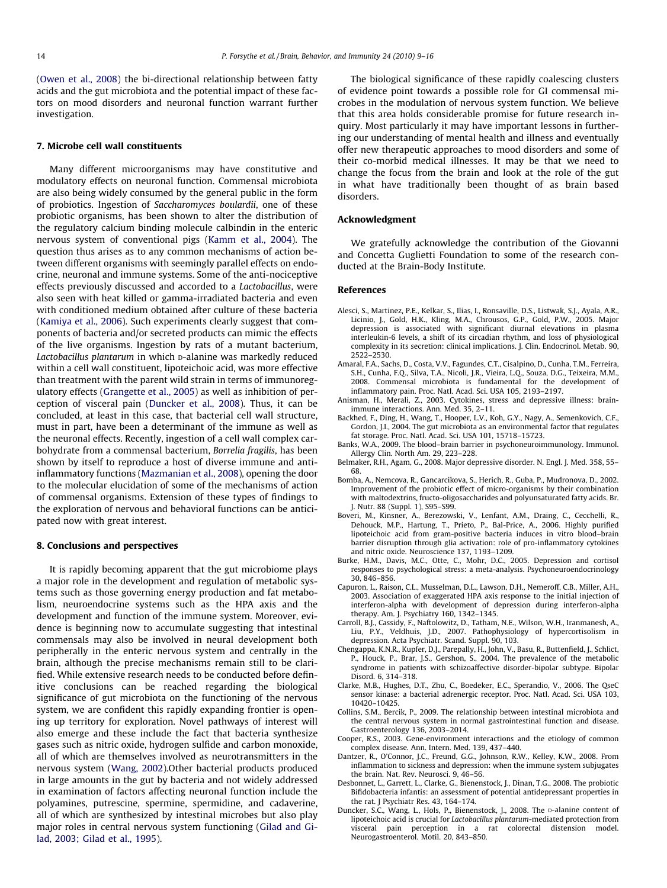(Owen et al., 2008) the bi-directional relationship between fatty acids and the gut microbiota and the potential impact of these factors on mood disorders and neuronal function warrant further investigation.

## 7. Microbe cell wall constituents

Many different microorganisms may have constitutive and modulatory effects on neuronal function. Commensal microbiota are also being widely consumed by the general public in the form of probiotics. Ingestion of *Saccharomyces boulardii*, one of these probiotic organisms, has been shown to alter the distribution of the regulatory calcium binding molecule calbindin in the enteric nervous system of conventional pigs (Kamm et al., 2004). The question thus arises as to any common mechanisms of action between different organisms with seemingly parallel effects on endocrine, neuronal and immune systems. Some of the anti-nociceptive effects previously discussed and accorded to a *Lactobacillus*, were also seen with heat killed or gamma-irradiated bacteria and even with conditioned medium obtained after culture of these bacteria (Kamiya et al., 2006). Such experiments clearly suggest that components of bacteria and/or secreted products can mimic the effects of the live organisms. Ingestion by rats of a mutant bacterium, *Lactobacillus plantarum* in which D-alanine was markedly reduced within a cell wall constituent, lipoteichoic acid, was more effective than treatment with the parent wild strain in terms of immunoregulatory effects (Grangette et al., 2005) as well as inhibition of perception of visceral pain (Duncker et al., 2008). Thus, it can be concluded, at least in this case, that bacterial cell wall structure, must in part, have been a determinant of the immune as well as the neuronal effects. Recently, ingestion of a cell wall complex carbohydrate from a commensal bacterium, *Borrelia fragilis*, has been shown by itself to reproduce a host of diverse immune and anti-inflammatory functions (Mazmanian et al., 2008), opening the door to the molecular elucidation of some of the mechanisms of action of commensal organisms. Extension of these types of findings to the exploration of nervous and behavioral functions can be anticipated now with great interest.

## 8. Conclusions and perspectives

It is rapidly becoming apparent that the gut microbiome plays a major role in the development and regulation of metabolic systems such as those governing energy production and fat metabolism, neuroendocrine systems such as the HPA axis and the development and function of the immune system. Moreover, evidence is beginning now to accumulate suggesting that intestinal commensals may also be involved in neural development both peripherally in the enteric nervous system and centrally in the brain, although the precise mechanisms remain still to be clarified. While extensive research needs to be conducted before definitive conclusions can be reached regarding the biological significance of gut microbiota on the functioning of the nervous system, we are confident this rapidly expanding frontier is opening up territory for exploration. Novel pathways of interest will also emerge and these include the fact that bacteria synthesize gases such as nitric oxide, hydrogen sulfide and carbon monoxide, all of which are themselves involved as neurotransmitters in the nervous system (Wang, 2002).Other bacterial products produced in large amounts in the gut by bacteria and not widely addressed in examination of factors affecting neuronal function include the polyamines, putrescine, spermine, spermidine, and cadaverine, all of which are synthesized by intestinal microbes but also play major roles in central nervous system functioning (Gilad and Gilad, 2003; Gilad et al., 1995).

The biological significance of these rapidly coalescing clusters of evidence point towards a possible role for GI commensal microbes in the modulation of nervous system function. We believe that this area holds considerable promise for future research inquiry. Most particularly it may have important lessons in furthering our understanding of mental health and illness and eventually offer new therapeutic approaches to mood disorders and some of their co-morbid medical illnesses. It may be that we need to change the focus from the brain and look at the role of the gut in what have traditionally been thought of as brain based disorders.

## Acknowledgment

We gratefully acknowledge the contribution of the Giovanni and Concetta Guglietti Foundation to some of the research conducted at the Brain-Body Institute.

## References

Alesci, S., Martinez, P.E., Kelkar, S., Ilias, I., Ronsaville, D.S., Listwak, S.J., Ayala, A.R., Licinio, J., Gold, H.K., Kling, M.A., Chrousos, G.P., Gold, P.W., 2005. Major depression is associated with significant diurnal elevations in plasma interleukin-6 levels, a shift of its circadian rhythm, and loss of physiological complexity in its secretion: clinical implications. J. Clin. Endocrinol. Metab. 90, 2522–2530.

Amaral, F.A., Sachs, D., Costa, V.V., Fagundes, C.T., Cisalpino, D., Cunha, T.M., Ferreira, S.H., Cunha, F.Q., Silva, T.A., Nicoli, J.R., Vieira, L.Q., Souza, D.G., Teixeira, M.M., 2008. Commensal microbiota is fundamental for the development of inflammatory pain. Proc. Natl. Acad. Sci. USA 105, 2193–2197.

Anisman, H., Merali, Z., 2003. Cytokines, stress and depressive illness: brain-immune interactions. Ann. Med. 35, 2–11.

Backhed, F., Ding, H., Wang, T., Hooper, L.V., Koh, G.Y., Nagy, A., Semenkovich, C.F., Gordon, J.I., 2004. The gut microbiota as an environmental factor that regulates fat storage. Proc. Natl. Acad. Sci. USA 101, 15718–15723.

Banks, W.A., 2009. The blood–brain barrier in psychoneuroimmunology. Immunol. Allergy Clin. North Am. 29, 223–228.

Belmaker, R.H., Agam, G., 2008. Major depressive disorder. N. Engl. J. Med. 358, 55–68.

Bomba, A., Nemcova, R., Gancarcikova, S., Herich, R., Guba, P., Mudronova, D., 2002. Improvement of the probiotic effect of micro-organisms by their combination with maltodextrins, fructo-oligosaccharides and polyunsaturated fatty acids. Br. J. Nutr. 88 (Suppl. 1), S95–S99.

Boveri, M., Kinsner, A., Berezowski, V., Lenfant, A.M., Draing, C., Cecchelli, R., Dehouck, M.P., Hartung, T., Prieto, P., Bal-Price, A., 2006. Highly purified lipoteichoic acid from gram-positive bacteria induces in vitro blood–brain barrier disruption through glia activation: role of pro-inflammatory cytokines and nitric oxide. Neuroscience 137, 1193–1209.

Burke, H.M., Davis, M.C., Otte, C., Mohr, D.C., 2005. Depression and cortisol responses to psychological stress: a meta-analysis. Psychoneuroendocrinology 30, 846–856.

Capuron, L., Raison, C.L., Musselman, D.L., Lawson, D.H., Nemeroff, C.B., Miller, A.H., 2003. Association of exaggerated HPA axis response to the initial injection of interferon-alpha with development of depression during interferon-alpha therapy. Am. J. Psychiatry 160, 1342–1345.

Carroll, B.J., Cassidy, F., Naftolowitz, D., Tatham, N.E., Wilson, W.H., Iranmanesh, A., Liu, P.Y., Veldhuis, J.D., 2007. Pathophysiology of hypercortisolism in depression. Acta Psychiatr. Scand. Suppl. 90, 103.

Chengappa, K.N.R., Kupfer, D.J., Parepally, H., John, V., Basu, R., Buttenfield, J., Schlict, P., Houck, P., Brar, J.S., Gershon, S., 2004. The prevalence of the metabolic syndrome in patients with schizoaffective disorder-bipolar subtype. Bipolar Disord. 6, 314–318.

Clarke, M.B., Hughes, D.T., Zhu, C., Boedeker, E.C., Sperandio, V., 2006. The QseC sensor kinase: a bacterial adrenergic receptor. Proc. Natl. Acad. Sci. USA 103, 10420–10425.

Collins, S.M., Bercik, P., 2009. The relationship between intestinal microbiota and the central nervous system in normal gastrointestinal function and disease. Gastroenterology 136, 2003–2014.

Cooper, R.S., 2003. Gene-environment interactions and the etiology of common complex disease. Ann. Intern. Med. 139, 437–440.

Dantzer, R., O'Connor, J.C., Freund, G.G., Johnson, R.W., Kelley, K.W., 2008. From inflammation to sickness and depression: when the immune system subjugates the brain. Nat. Rev. Neurosci. 9, 46–56.

Desbonnet, L., Garrett, L., Clarke, G., Bienenstock, J., Dinan, T.G., 2008. The probiotic Bifidobacteria infantis: an assessment of potential antidepressant properties in the rat. J Psychiatr Res. 43, 164–174.

Duncker, S.C., Wang, L., Hols, P., Bienenstock, J., 2008. The D-alanine content of lipoteichoic acid is crucial for *Lactobacillus plantarum*-mediated protection from visceral pain perception in a rat colorectal distension model. Neurogastroenterol. Motil. 20, 843–850.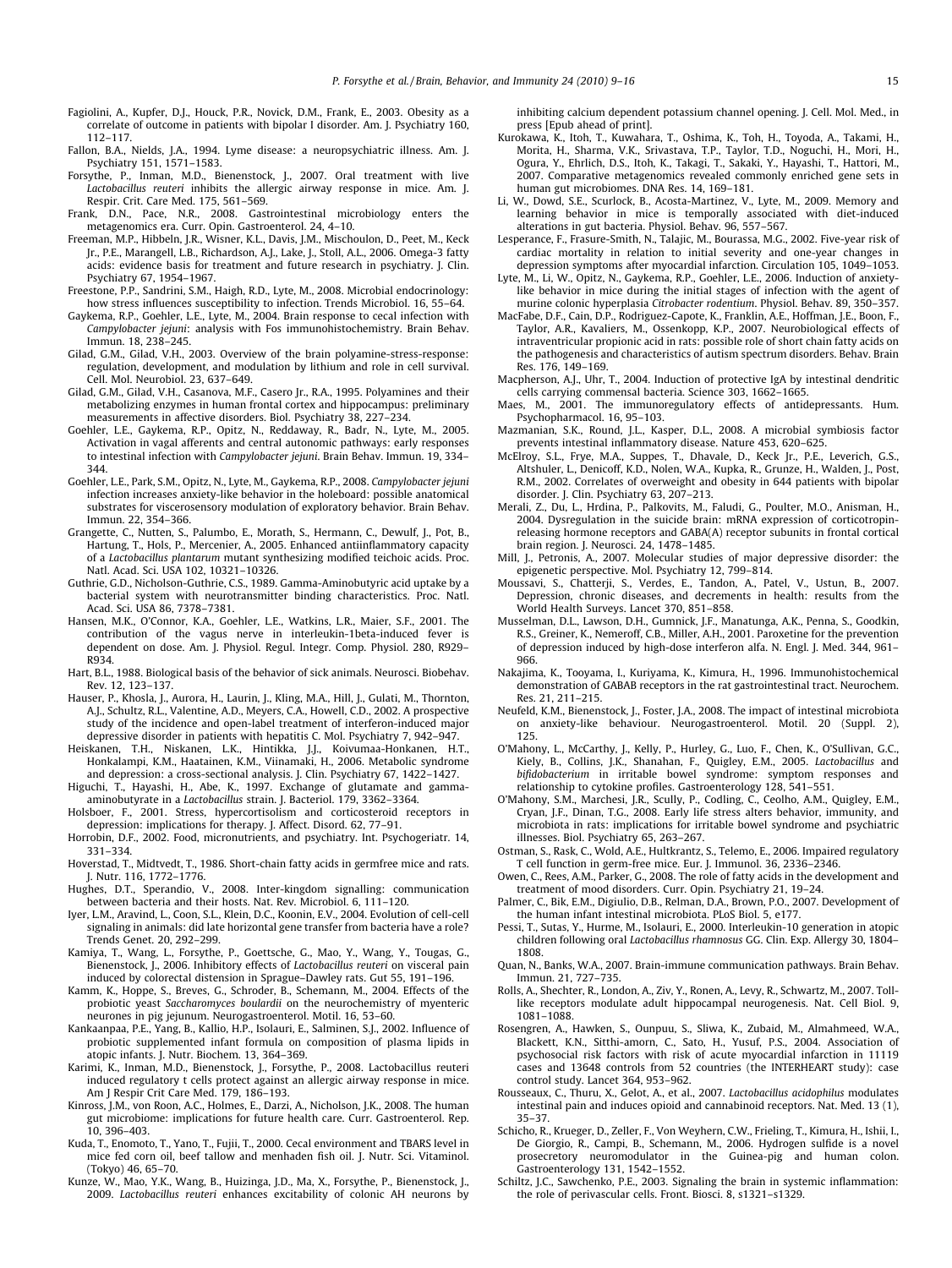Fagiolini, A., Kupfer, D.J., Houck, P.R., Novick, D.M., Frank, E., 2003. Obesity as a correlate of outcome in patients with bipolar I disorder. Am. J. Psychiatry 160, 112–117.

Fallon, B.A., Nields, J.A., 1994. Lyme disease: a neuropsychiatric illness. Am. J. Psychiatry 151, 1571–1583.

Forsythe, P., Inman, M.D., Bienenstock, J., 2007. Oral treatment with live *Lactobacillus reuteri* inhibits the allergic airway response in mice. Am. J. Respir. Crit. Care Med. 175, 561–569.

Frank, D.N., Pace, N.R., 2008. Gastrointestinal microbiology enters the metagenomics era. Curr. Opin. Gastroenterol. 24, 4–10.

Freeman, M.P., Hibbeln, J.R., Wisner, K.L., Davis, J.M., Mischoulon, D., Peet, M., Keck Jr., P.E., Marangell, L.B., Richardson, A.J., Lake, J., Stoll, A.L., 2006. Omega-3 fatty acids: evidence basis for treatment and future research in psychiatry. J. Clin. Psychiatry 67, 1954–1967.

Freestone, P.P., Sandrini, S.M., Haigh, R.D., Lyte, M., 2008. Microbial endocrinology: how stress influences susceptibility to infection. Trends Microbiol. 16, 55–64.

Gaykema, R.P., Goehler, L.E., Lyte, M., 2004. Brain response to cecal infection with *Campylobacter jejuni*: analysis with Fos immunohistochemistry. Brain Behav. Immun. 18, 238–245.

Gilad, G.M., Gilad, V.H., 2003. Overview of the brain polyamine-stress-response: regulation, development, and modulation by lithium and role in cell survival. Cell. Mol. Neurobiol. 23, 637–649.

Gilad, G.M., Gilad, V.H., Casanova, M.F., Casero Jr., R.A., 1995. Polyamines and their metabolizing enzymes in human frontal cortex and hippocampus: preliminary measurements in affective disorders. Biol. Psychiatry 38, 227–234.

Goehler, L.E., Gaykema, R.P., Opitz, N., Reddaway, R., Badr, N., Lyte, M., 2005. Activation in vagal afferents and central autonomic pathways: early responses to intestinal infection with *Campylobacter jejuni*. Brain Behav. Immun. 19, 334–344.

Goehler, L.E., Park, S.M., Opitz, N., Lyte, M., Gaykema, R.P., 2008. *Campylobacter jejuni* infection increases anxiety-like behavior in the holeboard: possible anatomical substrates for viscerosensory modulation of exploratory behavior. Brain Behav. Immun. 22, 354–366.

Grangette, C., Nutten, S., Palumbo, E., Morath, S., Hermann, C., Dewulf, J., Pot, B., Hartung, T., Hols, P., Mercenier, A., 2005. Enhanced antiinflammatory capacity of a *Lactobacillus plantarum* mutant synthesizing modified teichoic acids. Proc. Natl. Acad. Sci. USA 102, 10321–10326.

Guthrie, G.D., Nicholson-Guthrie, C.S., 1989. Gamma-Aminobutyric acid uptake by a bacterial system with neurotransmitter binding characteristics. Proc. Natl. Acad. Sci. USA 86, 7378–7381.

Hansen, M.K., O'Connor, K.A., Goehler, L.E., Watkins, L.R., Maier, S.F., 2001. The contribution of the vagus nerve in interleukin-1beta-induced fever is dependent on dose. Am. J. Physiol. Regul. Integr. Comp. Physiol. 280, R929–R934.

Hart, B.L., 1988. Biological basis of the behavior of sick animals. Neurosci. Biobehav. Rev. 12, 123–137.

Hauser, P., Khosla, J., Aurora, H., Laurin, J., Kling, M.A., Hill, J., Gulati, M., Thornton, A.J., Schultz, R.L., Valentine, A.D., Meyers, C.A., Howell, C.D., 2002. A prospective study of the incidence and open-label treatment of interferon-induced major depressive disorder in patients with hepatitis C. Mol. Psychiatry 7, 942–947.

Heiskanen, T.H., Niskanen, L.K., Hintikka, J.J., Koivumaa-Honkanen, H.T., Honkalampi, K.M., Haatainen, K.M., Viinamaki, H., 2006. Metabolic syndrome and depression: a cross-sectional analysis. J. Clin. Psychiatry 67, 1422–1427.

Higuchi, T., Hayashi, H., Abe, K., 1997. Exchange of glutamate and gamma-aminobutyrate in a *Lactobacillus* strain. J. Bacteriol. 179, 3362–3364.

Holsboer, F., 2001. Stress, hypercortisolism and corticosteroid receptors in depression: implications for therapy. J. Affect. Disord. 62, 77–91.

Horrobin, D.F., 2002. Food, micronutrients, and psychiatry. Int. Psychogeriatr. 14, 331–334.

Hoverstad, T., Midtvedt, T., 1986. Short-chain fatty acids in germfree mice and rats. J. Nutr. 116, 1772–1776.

Hughes, D.T., Sperandio, V., 2008. Inter-kingdom signalling: communication between bacteria and their hosts. Nat. Rev. Microbiol. 6, 111–120.

Iyer, L.M., Aravind, L., Coon, S.L., Klein, D.C., Koonin, E.V., 2004. Evolution of cell-cell signaling in animals: did late horizontal gene transfer from bacteria have a role? Trends Genet. 20, 292–299.

Kamiya, T., Wang, L., Forsythe, P., Goettsche, G., Mao, Y., Wang, Y., Tougas, G., Bienenstock, J., 2006. Inhibitory effects of *Lactobacillus reuteri* on visceral pain induced by colorectal distension in Sprague–Dawley rats. Gut 55, 191–196.

Kamm, K., Hoppe, S., Breves, G., Schroder, B., Schemann, M., 2004. Effects of the probiotic yeast *Saccharomyces boulardii* on the neurochemistry of myenteric neurones in pig jejunum. Neurogastroenterol. Motil. 16, 53–60.

Kankaanpaa, P.E., Yang, B., Kallio, H.P., Isolauri, E., Salminen, S.J., 2002. Influence of probiotic supplemented infant formula on composition of plasma lipids in atopic infants. J. Nutr. Biochem. 13, 364–369.

Karimi, K., Inman, M.D., Bienenstock, J., Forsythe, P., 2008. Lactobacillus reuteri induced regulatory t cells protect against an allergic airway response in mice. Am J Respir Crit Care Med. 179, 186–193.

Kinross, J.M., von Roon, A.C., Holmes, E., Darzi, A., Nicholson, J.K., 2008. The human gut microbiome: implications for future health care. Curr. Gastroenterol. Rep. 10, 396–403.

Kuda, T., Enomoto, T., Yano, T., Fujii, T., 2000. Cecal environment and TBARS level in mice fed corn oil, beef tallow and menhaden fish oil. J. Nutr. Sci. Vitaminol. (Tokyo) 46, 65–70.

Kunze, W., Mao, Y.K., Wang, B., Huizinga, J.D., Ma, X., Forsythe, P., Bienenstock, J., 2009. *Lactobacillus reuteri* enhances excitability of colonic AH neurons by inhibiting calcium dependent potassium channel opening. J. Cell. Mol. Med., in press [Epub ahead of print].

Kurokawa, K., Itoh, T., Kuwahara, T., Oshima, K., Toh, H., Toyoda, A., Takami, H., Morita, H., Sharma, V.K., Srivastava, T.P., Taylor, T.D., Noguchi, H., Mori, H., Ogura, Y., Ehrlich, D.S., Itoh, K., Takagi, T., Sakaki, Y., Hayashi, T., Hattori, M., 2007. Comparative metagenomics revealed commonly enriched gene sets in human gut microbiomes. DNA Res. 14, 169–181.

Li, W., Dowd, S.E., Scurlock, B., Acosta-Martinez, V., Lyte, M., 2009. Memory and learning behavior in mice is temporally associated with diet-induced alterations in gut bacteria. Physiol. Behav. 96, 557–567.

Lesperance, F., Frasure-Smith, N., Talajic, M., Bourassa, M.G., 2002. Five-year risk of cardiac mortality in relation to initial severity and one-year changes in depression symptoms after myocardial infarction. Circulation 105, 1049–1053.

Lyte, M., Li, W., Opitz, N., Gaykema, R.P., Goehler, L.E., 2006. Induction of anxiety-like behavior in mice during the initial stages of infection with the agent of murine colonic hyperplasia *Citrobacter rodentium*. Physiol. Behav. 89, 350–357.

MacFabe, D.F., Cain, D.P., Rodriguez-Capote, K., Franklin, A.E., Hoffman, J.E., Boon, F., Taylor, A.R., Kavaliers, M., Ossenkopp, K.P., 2007. Neurobiological effects of intraventricular propionic acid in rats: possible role of short chain fatty acids on the pathogenesis and characteristics of autism spectrum disorders. Behav. Brain Res. 176, 149–169.

Macpherson, A.J., Uhr, T., 2004. Induction of protective IgA by intestinal dendritic cells carrying commensal bacteria. Science 303, 1662–1665.

Maes, M., 2001. The immunoregulatory effects of antidepressants. Hum. Psychopharmacol. 16, 95–103.

Mazmanian, S.K., Round, J.L., Kasper, D.L., 2008. A microbial symbiosis factor prevents intestinal inflammatory disease. Nature 453, 620–625.

McElroy, S.L., Frye, M.A., Suppes, T., Dhavale, D., Keck Jr., P.E., Leverich, G.S., Altshuler, L., Denicoff, K.D., Nolen, W.A., Kupka, R., Grunze, H., Walden, J., Post, R.M., 2002. Correlates of overweight and obesity in 644 patients with bipolar disorder. J. Clin. Psychiatry 63, 207–213.

Merali, Z., Du, L., Hrdina, P., Palkovits, M., Faludi, G., Poulter, M.O., Anisman, H., 2004. Dysregulation in the suicide brain: mRNA expression of corticotropin-releasing hormone receptors and GABA(A) receptor subunits in frontal cortical brain region. J. Neurosci. 24, 1478–1485.

Mill, J., Petronis, A., 2007. Molecular studies of major depressive disorder: the epigenetic perspective. Mol. Psychiatry 12, 799–814.

Moussavi, S., Chatterji, S., Verdes, E., Tandon, A., Patel, V., Ustun, B., 2007. Depression, chronic diseases, and decrements in health: results from the World Health Surveys. Lancet 370, 851–858.

Musselman, D.L., Lawson, D.H., Gumnick, J.F., Manatunga, A.K., Penna, S., Goodkin, R.S., Greiner, K., Nemeroff, C.B., Miller, A.H., 2001. Paroxetine for the prevention of depression induced by high-dose interferon alfa. N. Engl. J. Med. 344, 961–966.

Nakajima, K., Tooyama, I., Kuriyama, K., Kimura, H., 1996. Immunohistochemical demonstration of GABAB receptors in the rat gastrointestinal tract. Neurochem. Res. 21, 211–215.

Neufeld, K.M., Bienenstock, J., Foster, J.A., 2008. The impact of intestinal microbiota on anxiety-like behaviour. Neurogastroenterol. Motil. 20 (Suppl. 2), 125.

O'Mahony, L., McCarthy, J., Kelly, P., Hurley, G., Luo, F., Chen, K., O'Sullivan, G.C., Kiely, B., Collins, J.K., Shanahan, F., Quigley, E.M., 2005. *Lactobacillus* and *bifidobacterium* in irritable bowel syndrome: symptom responses and relationship to cytokine profiles. Gastroenterology 128, 541–551.

O'Mahony, S.M., Marchesi, J.R., Scully, P., Codling, C., Ceolho, A.M., Quigley, E.M., Cryan, J.F., Dinan, T.G., 2008. Early life stress alters behavior, immunity, and microbiota in rats: implications for irritable bowel syndrome and psychiatric illnesses. Biol. Psychiatry 65, 263–267.

Ostman, S., Rask, C., Wold, A.E., Hultkrantz, S., Telemo, E., 2006. Impaired regulatory T cell function in germ-free mice. Eur. J. Immunol. 36, 2336–2346.

Owen, C., Rees, A.M., Parker, G., 2008. The role of fatty acids in the development and treatment of mood disorders. Curr. Opin. Psychiatry 21, 19–24.

Palmer, C., Bik, E.M., Digiulio, D.B., Relman, D.A., Brown, P.O., 2007. Development of the human infant intestinal microbiota. PLoS Biol. 5, e177.

Pessi, T., Sutas, Y., Hurme, M., Isolauri, E., 2000. Interleukin-10 generation in atopic children following oral *Lactobacillus rhamnosus* GG. Clin. Exp. Allergy 30, 1804–1808.

Quan, N., Banks, W.A., 2007. Brain-immune communication pathways. Brain Behav. Immun. 21, 727–735.

Rolls, A., Shechter, R., London, A., Ziv, Y., Ronen, A., Levy, R., Schwartz, M., 2007. Toll-like receptors modulate adult hippocampal neurogenesis. Nat. Cell Biol. 9, 1081–1088.

Rosengren, A., Hawken, S., Ounpuu, S., Sliwa, K., Zubaid, M., Almahmeed, W.A., Blackett, K.N., Sitthi-amorn, C., Sato, H., Yusuf, P.S., 2004. Association of psychosocial risk factors with risk of acute myocardial infarction in 11119 cases and 13648 controls from 52 countries (the INTERHEART study): case control study. Lancet 364, 953–962.

Rousseaux, C., Thuru, X., Gelot, A., et al., 2007. *Lactobacillus acidophilus* modulates intestinal pain and induces opioid and cannabinoid receptors. Nat. Med. 13 (1), 35–37.

Schicho, R., Krueger, D., Zeller, F., Von Weyhern, C.W., Frieling, T., Kimura, H., Ishii, I., De Giorgio, R., Campi, B., Schemann, M., 2006. Hydrogen sulfide is a novel prosecretory neuromodulator in the Guinea-pig and human colon. Gastroenterology 131, 1542–1552.

Schiltz, J.C., Sawchenko, P.E., 2003. Signaling the brain in systemic inflammation: the role of perivascular cells. Front. Biosci. 8, s1321–s1329.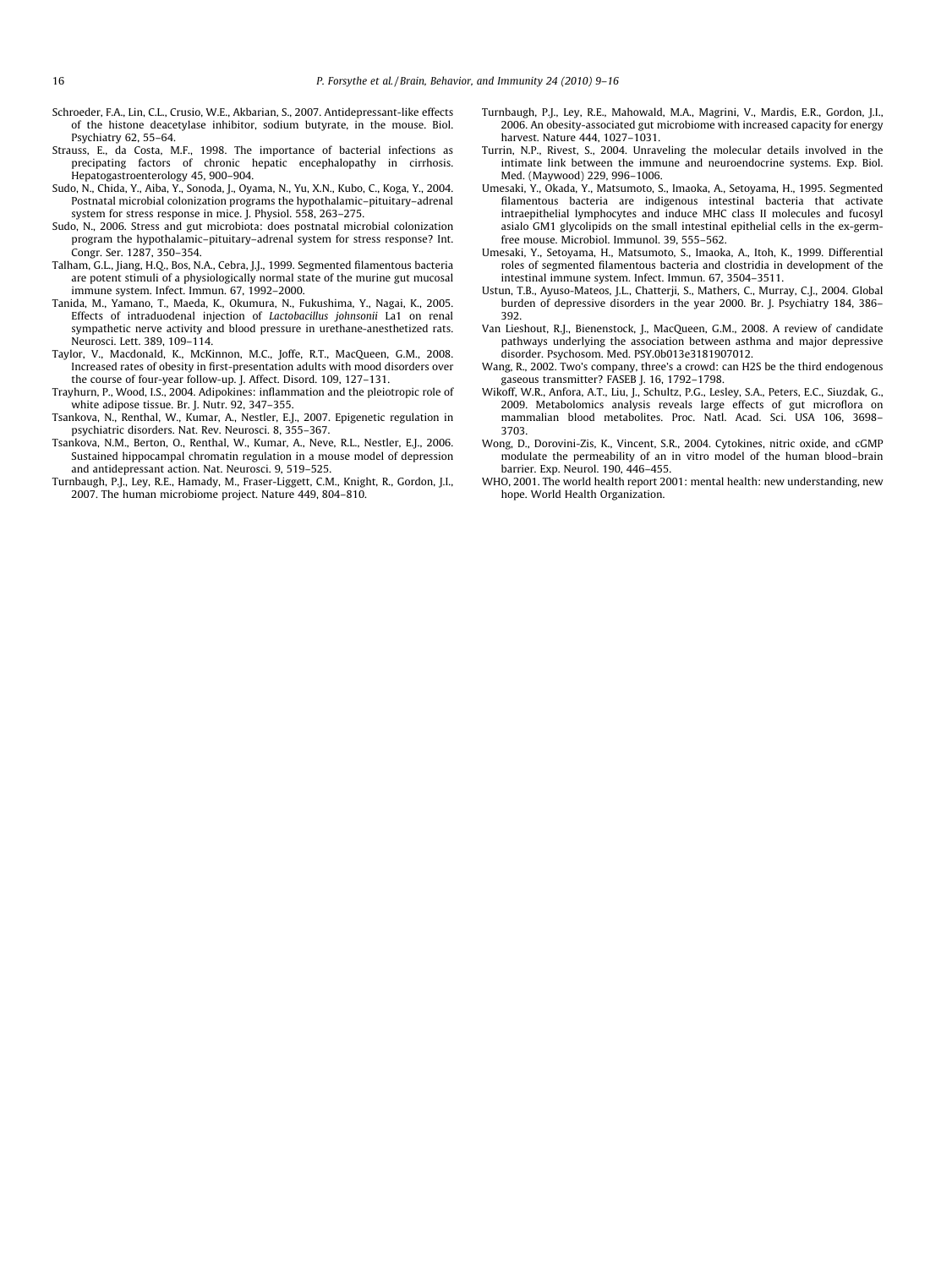Schroeder, F.A., Lin, C.L., Crusio, W.E., Akbarian, S., 2007. Antidepressant-like effects of the histone deacetylase inhibitor, sodium butyrate, in the mouse. Biol. Psychiatry 62, 55–64.

Strauss, E., da Costa, M.F., 1998. The importance of bacterial infections as precipating factors of chronic hepatic encephalopathy in cirrhosis. Hepatogastroenterology 45, 900–904.

Sudo, N., Chida, Y., Aiba, Y., Sonoda, J., Oyama, N., Yu, X.N., Kubo, C., Koga, Y., 2004. Postnatal microbial colonization programs the hypothalamic–pituitary–adrenal system for stress response in mice. J. Physiol. 558, 263–275.

Sudo, N., 2006. Stress and gut microbiota: does postnatal microbial colonization program the hypothalamic–pituitary–adrenal system for stress response? Int. Congr. Ser. 1287, 350–354.

Talham, G.L., Jiang, H.Q., Bos, N.A., Cebra, J.J., 1999. Segmented filamentous bacteria are potent stimuli of a physiologically normal state of the murine gut mucosal immune system. Infect. Immun. 67, 1992–2000.

Tanida, M., Yamano, T., Maeda, K., Okumura, N., Fukushima, Y., Nagai, K., 2005. Effects of intraduodenal injection of *Lactobacillus johnsonii* La1 on renal sympathetic nerve activity and blood pressure in urethane-anesthetized rats. Neurosci. Lett. 389, 109–114.

Taylor, V., Macdonald, K., McKinnon, M.C., Joffe, R.T., MacQueen, G.M., 2008. Increased rates of obesity in first-presentation adults with mood disorders over the course of four-year follow-up. J. Affect. Disord. 109, 127–131.

Trayhurn, P., Wood, I.S., 2004. Adipokines: inflammation and the pleiotropic role of white adipose tissue. Br. J. Nutr. 92, 347–355.

Tsankova, N., Renthal, W., Kumar, A., Nestler, E.J., 2007. Epigenetic regulation in psychiatric disorders. Nat. Rev. Neurosci. 8, 355–367.

Tsankova, N.M., Berton, O., Renthal, W., Kumar, A., Neve, R.L., Nestler, E.J., 2006. Sustained hippocampal chromatin regulation in a mouse model of depression and antidepressant action. Nat. Neurosci. 9, 519–525.

Turnbaugh, P.J., Ley, R.E., Hamady, M., Fraser-Liggett, C.M., Knight, R., Gordon, J.I., 2007. The human microbiome project. Nature 449, 804–810.

Turnbaugh, P.J., Ley, R.E., Mahowald, M.A., Magrini, V., Mardis, E.R., Gordon, J.I., 2006. An obesity-associated gut microbiome with increased capacity for energy harvest. Nature 444, 1027–1031.

Turrin, N.P., Rivest, S., 2004. Unraveling the molecular details involved in the intimate link between the immune and neuroendocrine systems. Exp. Biol. Med. (Maywood) 229, 996–1006.

Umesaki, Y., Okada, Y., Matsumoto, S., Imaoka, A., Setoyama, H., 1995. Segmented filamentous bacteria are indigenous intestinal bacteria that activate intraepithelial lymphocytes and induce MHC class II molecules and fucosyl asialo GM1 glycolipids on the small intestinal epithelial cells in the ex-germ-free mouse. Microbiol. Immunol. 39, 555–562.

Umesaki, Y., Setoyama, H., Matsumoto, S., Imaoka, A., Itoh, K., 1999. Differential roles of segmented filamentous bacteria and clostridia in development of the intestinal immune system. Infect. Immun. 67, 3504–3511.

Ustun, T.B., Ayuso-Mateos, J.L., Chatterji, S., Mathers, C., Murray, C.J., 2004. Global burden of depressive disorders in the year 2000. Br. J. Psychiatry 184, 386–392.

Van Lieshout, R.J., Bienenstock, J., MacQueen, G.M., 2008. A review of candidate pathways underlying the association between asthma and major depressive disorder. Psychosom. Med. PSY.0b013e3181907012.

Wang, R., 2002. Two's company, three's a crowd: can H2S be the third endogenous gaseous transmitter? FASEB J. 16, 1792–1798.

Wikoff, W.R., Anfora, A.T., Liu, J., Schultz, P.G., Lesley, S.A., Peters, E.C., Siuzdak, G., 2009. Metabolomics analysis reveals large effects of gut microflora on mammalian blood metabolites. Proc. Natl. Acad. Sci. USA 106, 3698–3703.

Wong, D., Dorovini-Zis, K., Vincent, S.R., 2004. Cytokines, nitric oxide, and cGMP modulate the permeability of an in vitro model of the human blood–brain barrier. Exp. Neurol. 190, 446–455.

WHO, 2001. The world health report 2001: mental health: new understanding, new hope. World Health Organization.